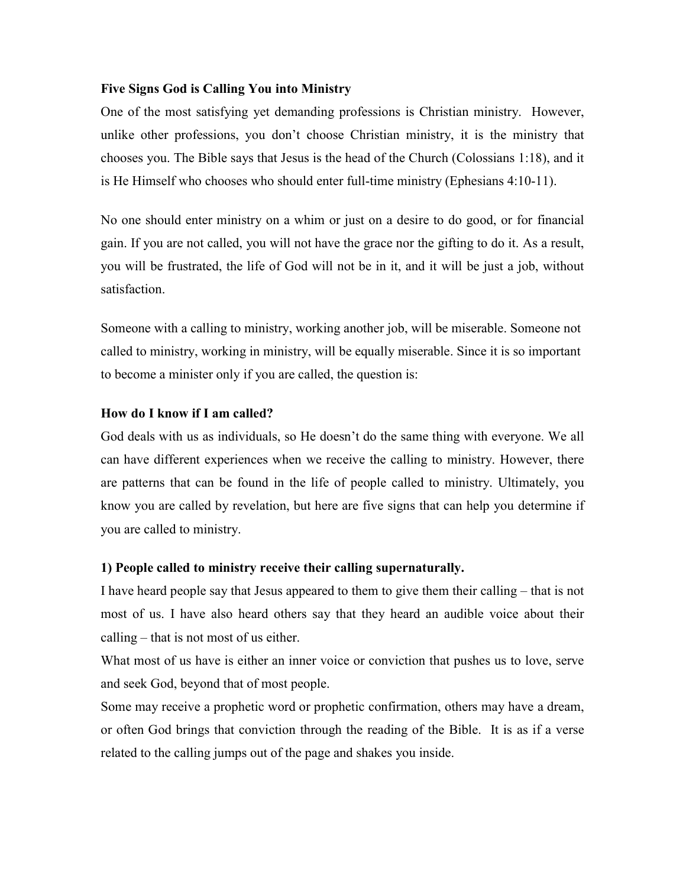**Five Signs God is Calling You into Ministry**

One of the most satisfying yet demanding professions is Christian ministry. However, unlike other professions, you don't choose Christian ministry, it is the ministry that chooses you. The Bible says that Jesus is the head of the Church (Colossians 1:18), and it is He Himself who chooses who should enter full-time ministry (Ephesians 4:10-11).

No one should enter ministry on a whim or just on a desire to do good, or for financial gain. If you are not called, you will not have the grace nor the gifting to do it. As a result, you will be frustrated, the life of God will not be in it, and it will be just a job, without satisfaction.

Someone with a calling to ministry, working another job, will be miserable. Someone not called to ministry, working in ministry, will be equally miserable. Since it is so important to become a minister only if you are called, the question is:

**How do I know if I am called?**

God deals with us as individuals, so He doesn't do the same thing with everyone. We all can have different experiences when we receive the calling to ministry. However, there are patterns that can be found in the life of people called to ministry. Ultimately, you know you are called by revelation, but here are five signs that can help you determine if you are called to ministry.

**1) People called to ministry receive their calling supernaturally.**

I have heard people say that Jesus appeared to them to give them their calling – that is not most of us. I have also heard others say that they heard an audible voice about their calling – that is not most of us either.

What most of us have is either an inner voice or conviction that pushes us to love, serve and seek God, beyond that of most people.

Some may receive a prophetic word or prophetic confirmation, others may have a dream, or often God brings that conviction through the reading of the Bible. It is as if a verse related to the calling jumps out of the page and shakes you inside.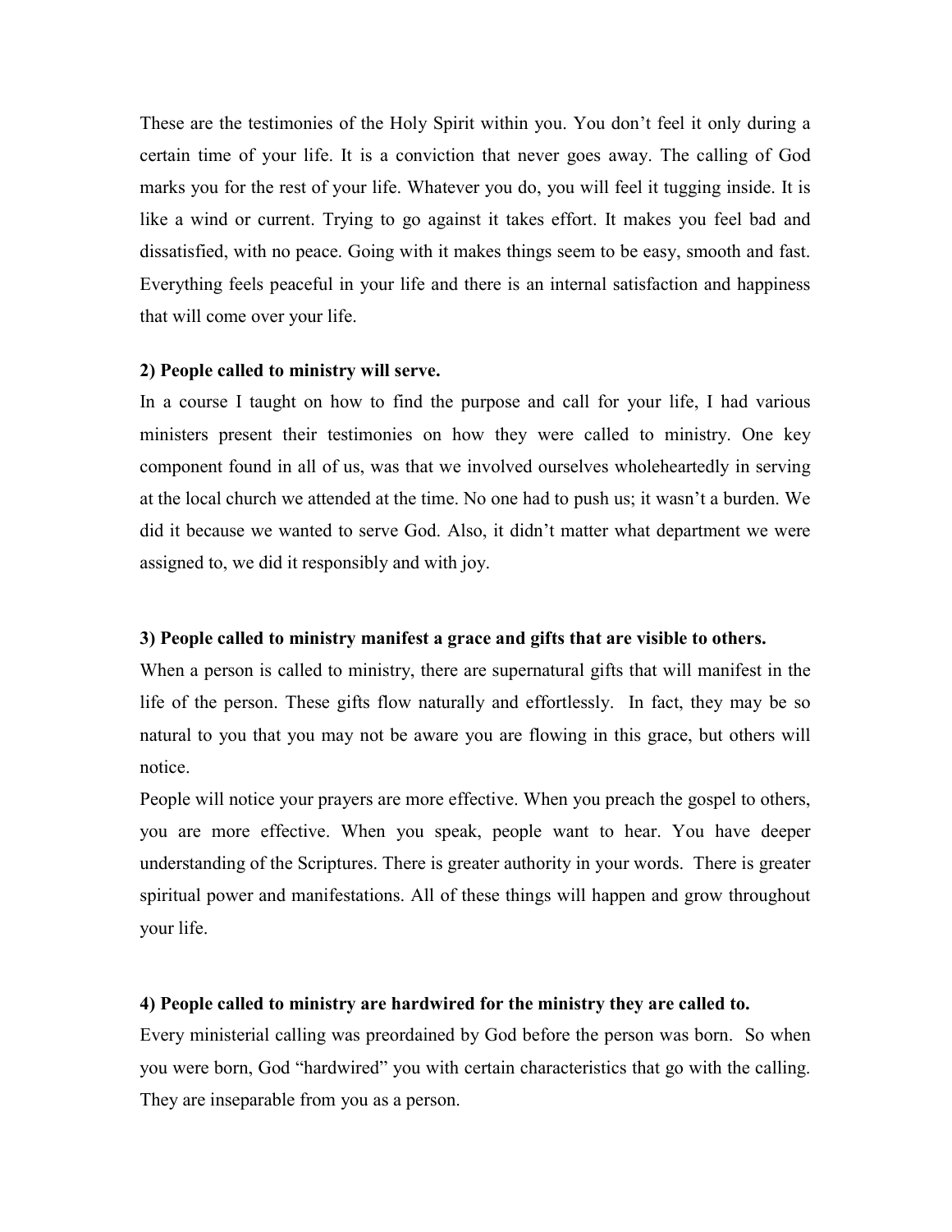These are the testimonies of the Holy Spirit within you. You don't feel it only during a certain time of your life. It is a conviction that never goes away. The calling of God marks you for the rest of your life. Whatever you do, you will feel it tugging inside. It is like a wind or current. Trying to go against it takes effort. It makes you feel bad and dissatisfied, with no peace. Going with it makes things seem to be easy, smooth and fast. Everything feels peaceful in your life and there is an internal satisfaction and happiness that will come over your life.

**2) People called to ministry will serve.**

In a course I taught on how to find the purpose and call for your life, I had various ministers present their testimonies on how they were called to ministry. One key component found in all of us, was that we involved ourselves wholeheartedly in serving at the local church we attended at the time. No one had to push us; it wasn't a burden. We did it because we wanted to serve God. Also, it didn't matter what department we were assigned to, we did it responsibly and with joy.

**3) People called to ministry manifest a grace and gifts that are visible to others.**

When a person is called to ministry, there are supernatural gifts that will manifest in the life of the person. These gifts flow naturally and effortlessly. In fact, they may be so natural to you that you may not be aware you are flowing in this grace, but others will notice.

People will notice your prayers are more effective. When you preach the gospel to others, you are more effective. When you speak, people want to hear. You have deeper understanding of the Scriptures. There is greater authority in your words. There is greater spiritual power and manifestations. All of these things will happen and grow throughout your life.

**4) People called to ministry are hardwired for the ministry they are called to.**

Every ministerial calling was preordained by God before the person was born. So when you were born, God "hardwired" you with certain characteristics that go with the calling. They are inseparable from you as a person.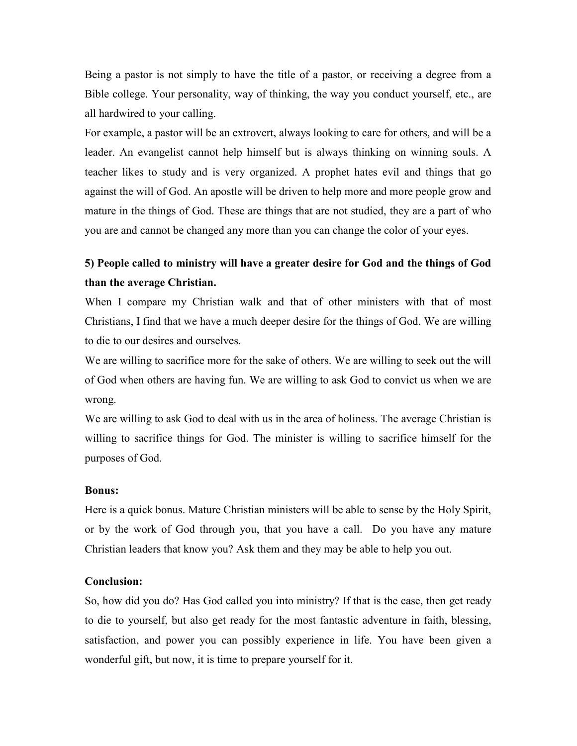Being a pastor is not simply to have the title of a pastor, or receiving a degree from a Bible college. Your personality, way of thinking, the way you conduct yourself, etc., are all hardwired to your calling.

For example, a pastor will be an extrovert, always looking to care for others, and will be a leader. An evangelist cannot help himself but is always thinking on winning souls. A teacher likes to study and is very organized. A prophet hates evil and things that go against the will of God. An apostle will be driven to help more and more people grow and mature in the things of God. These are things that are not studied, they are a part of who you are and cannot be changed any more than you can change the color of your eyes.

**5) People called to ministry will have a greater desire for God and the things of God than the average Christian.**

When I compare my Christian walk and that of other ministers with that of most Christians, I find that we have a much deeper desire for the things of God. We are willing to die to our desires and ourselves.

We are willing to sacrifice more for the sake of others. We are willing to seek out the will of God when others are having fun. We are willing to ask God to convict us when we are wrong.

We are willing to ask God to deal with us in the area of holiness. The average Christian is willing to sacrifice things for God. The minister is willing to sacrifice himself for the purposes of God.

**Bonus:**

Here is a quick bonus. Mature Christian ministers will be able to sense by the Holy Spirit, or by the work of God through you, that you have a call. Do you have any mature Christian leaders that know you? Ask them and they may be able to help you out.

**Conclusion:**

So, how did you do? Has God called you into ministry? If that is the case, then get ready to die to yourself, but also get ready for the most fantastic adventure in faith, blessing, satisfaction, and power you can possibly experience in life. You have been given a wonderful gift, but now, it is time to prepare yourself for it.